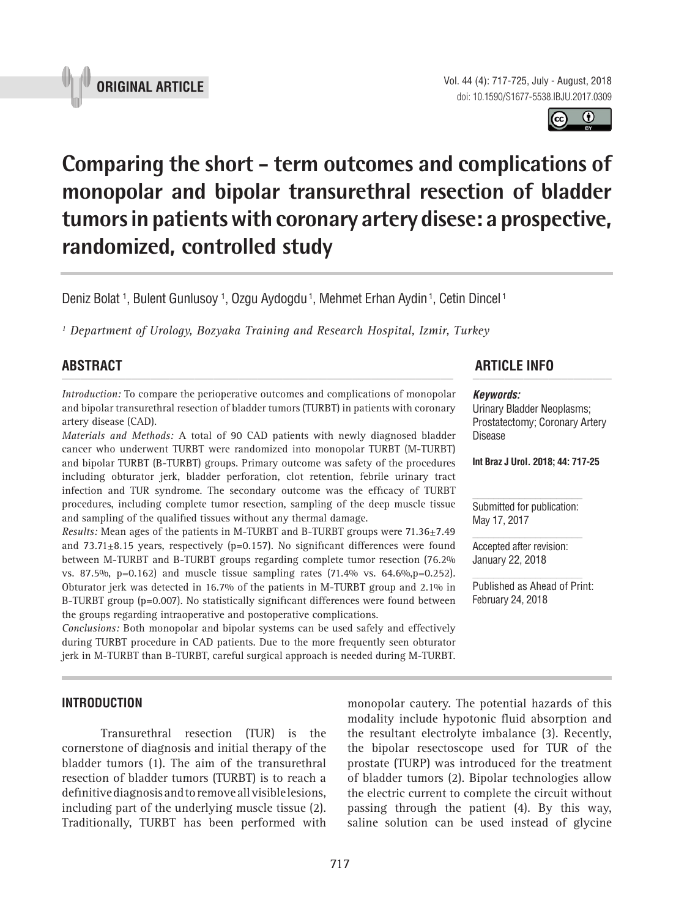ORIGINAL ARTICLE

# Comparing the short - term outcomes and complications of monopolar and bipolar transurethral resection of bladder tumors in patients with coronary artery disese: a prospective, randomized, controlled study

Deniz Bolat [1], Bulent Gunlusoy [1], Ozgu Aydogdu [1], Mehmet Erhan Aydin [1], Cetin Dincel [1]

[1] *Department of Urology, Bozyaka Training and Research Hospital, Izmir, Turkey*

## ABSTRACT

*Introduction:* To compare the perioperative outcomes and complications of monopolar and bipolar transurethral resection of bladder tumors (TURBT) in patients with coronary artery disease (CAD).

*Materials and Methods:* A total of 90 CAD patients with newly diagnosed bladder cancer who underwent TURBT were randomized into monopolar TURBT (M-TURBT) and bipolar TURBT (B-TURBT) groups. Primary outcome was safety of the procedures including obturator jerk, bladder perforation, clot retention, febrile urinary tract infection and TUR syndrome. The secondary outcome was the efficacy of TURBT procedures, including complete tumor resection, sampling of the deep muscle tissue and sampling of the qualified tissues without any thermal damage.

*Results:* Mean ages of the patients in M-TURBT and B-TURBT groups were 71.36±7.49 and 73.71±8.15 years, respectively (p=0.157). No significant differences were found between M-TURBT and B-TURBT groups regarding complete tumor resection (76.2% vs. 87.5%, p=0.162) and muscle tissue sampling rates (71.4% vs. 64.6%,p=0.252). Obturator jerk was detected in 16.7% of the patients in M-TURBT group and 2.1% in B-TURBT group (p=0.007). No statistically significant differences were found between the groups regarding intraoperative and postoperative complications.

*Conclusions:* Both monopolar and bipolar systems can be used safely and effectively during TURBT procedure in CAD patients. Due to the more frequently seen obturator jerk in M-TURBT than B-TURBT, careful surgical approach is needed during M-TURBT.

## ARTICLE INFO

***Keywords:***
Urinary Bladder Neoplasms; Prostatectomy; Coronary Artery Disease

**Int Braz J Urol. 2018; 44: 717-25**

Submitted for publication:
May 17, 2017

Accepted after revision:
January 22, 2018

Published as Ahead of Print:
February 24, 2018

## INTRODUCTION

Transurethral resection (TUR) is the cornerstone of diagnosis and initial therapy of the bladder tumors (1). The aim of the transurethral resection of bladder tumors (TURBT) is to reach a definitive diagnosis and to remove all visible lesions, including part of the underlying muscle tissue (2). Traditionally, TURBT has been performed with monopolar cautery. The potential hazards of this modality include hypotonic fluid absorption and the resultant electrolyte imbalance (3). Recently, the bipolar resectoscope used for TUR of the prostate (TURP) was introduced for the treatment of bladder tumors (2). Bipolar technologies allow the electric current to complete the circuit without passing through the patient (4). By this way, saline solution can be used instead of glycine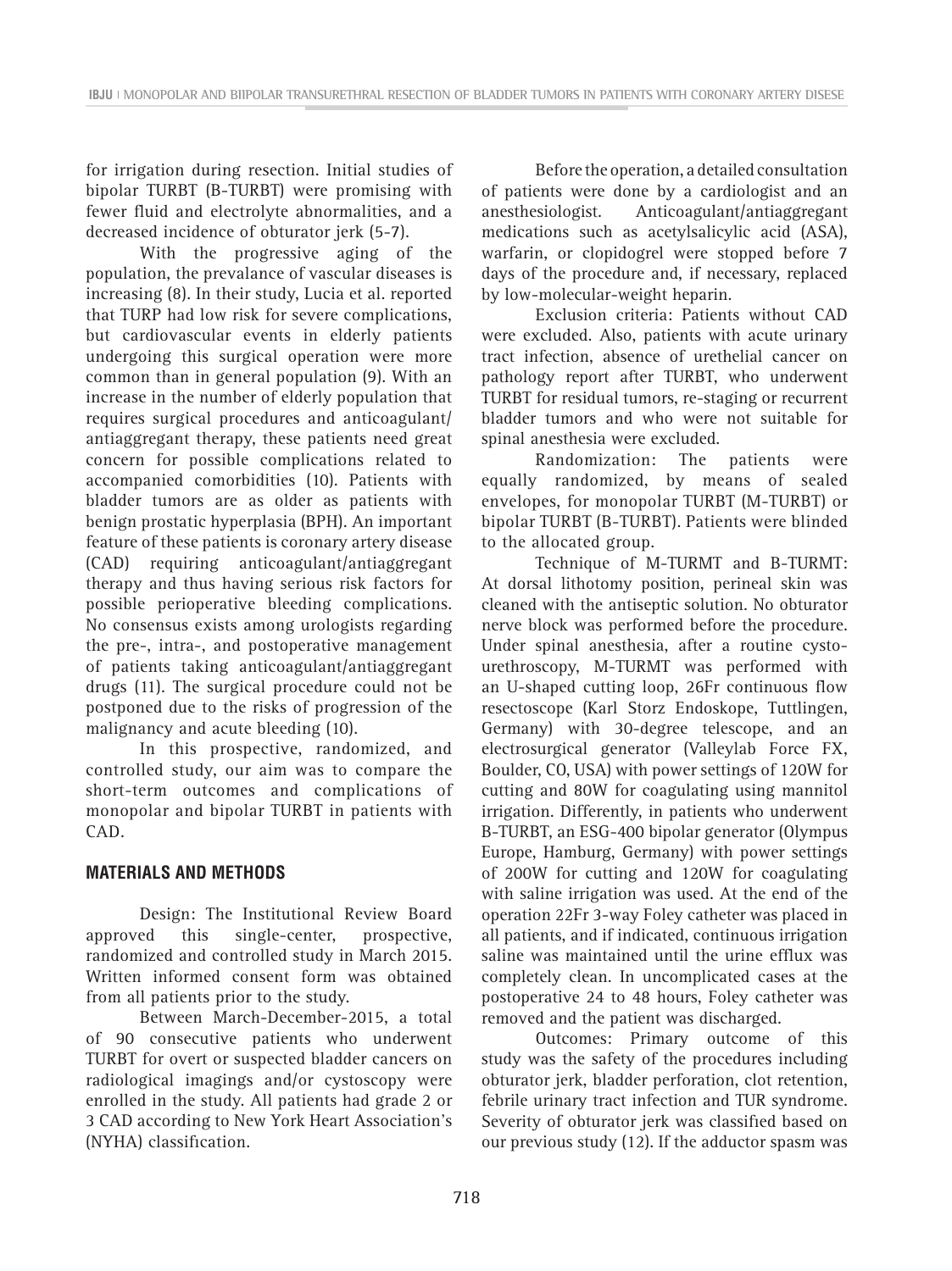for irrigation during resection. Initial studies of bipolar TURBT (B-TURBT) were promising with fewer fluid and electrolyte abnormalities, and a decreased incidence of obturator jerk (5-7).

With the progressive aging of the population, the prevalance of vascular diseases is increasing (8). In their study, Lucia et al. reported that TURP had low risk for severe complications, but cardiovascular events in elderly patients undergoing this surgical operation were more common than in general population (9). With an increase in the number of elderly population that requires surgical procedures and anticoagulant/antiaggregant therapy, these patients need great concern for possible complications related to accompanied comorbidities (10). Patients with bladder tumors are as older as patients with benign prostatic hyperplasia (BPH). An important feature of these patients is coronary artery disease (CAD) requiring anticoagulant/antiaggregant therapy and thus having serious risk factors for possible perioperative bleeding complications. No consensus exists among urologists regarding the pre-, intra-, and postoperative management of patients taking anticoagulant/antiaggregant drugs (11). The surgical procedure could not be postponed due to the risks of progression of the malignancy and acute bleeding (10).

In this prospective, randomized, and controlled study, our aim was to compare the short-term outcomes and complications of monopolar and bipolar TURBT in patients with CAD.

## MATERIALS AND METHODS

Design: The Institutional Review Board approved this single-center, prospective, randomized and controlled study in March 2015. Written informed consent form was obtained from all patients prior to the study.

Between March-December-2015, a total of 90 consecutive patients who underwent TURBT for overt or suspected bladder cancers on radiological imagings and/or cystoscopy were enrolled in the study. All patients had grade 2 or 3 CAD according to New York Heart Association's (NYHA) classification.

Before the operation, a detailed consultation of patients were done by a cardiologist and an anesthesiologist. Anticoagulant/antiaggregant medications such as acetylsalicylic acid (ASA), warfarin, or clopidogrel were stopped before 7 days of the procedure and, if necessary, replaced by low-molecular-weight heparin.

Exclusion criteria: Patients without CAD were excluded. Also, patients with acute urinary tract infection, absence of urethelial cancer on pathology report after TURBT, who underwent TURBT for residual tumors, re-staging or recurrent bladder tumors and who were not suitable for spinal anesthesia were excluded.

Randomization: The patients were equally randomized, by means of sealed envelopes, for monopolar TURBT (M-TURBT) or bipolar TURBT (B-TURBT). Patients were blinded to the allocated group.

Technique of M-TURMT and B-TURMT: At dorsal lithotomy position, perineal skin was cleaned with the antiseptic solution. No obturator nerve block was performed before the procedure. Under spinal anesthesia, after a routine cysto-urethroscopy, M-TURMT was performed with an U-shaped cutting loop, 26Fr continuous flow resectoscope (Karl Storz Endoskope, Tuttlingen, Germany) with 30-degree telescope, and an electrosurgical generator (Valleylab Force FX, Boulder, CO, USA) with power settings of 120W for cutting and 80W for coagulating using mannitol irrigation. Differently, in patients who underwent B-TURBT, an ESG-400 bipolar generator (Olympus Europe, Hamburg, Germany) with power settings of 200W for cutting and 120W for coagulating with saline irrigation was used. At the end of the operation 22Fr 3-way Foley catheter was placed in all patients, and if indicated, continuous irrigation saline was maintained until the urine efflux was completely clean. In uncomplicated cases at the postoperative 24 to 48 hours, Foley catheter was removed and the patient was discharged.

Outcomes: Primary outcome of this study was the safety of the procedures including obturator jerk, bladder perforation, clot retention, febrile urinary tract infection and TUR syndrome. Severity of obturator jerk was classified based on our previous study (12). If the adductor spasm was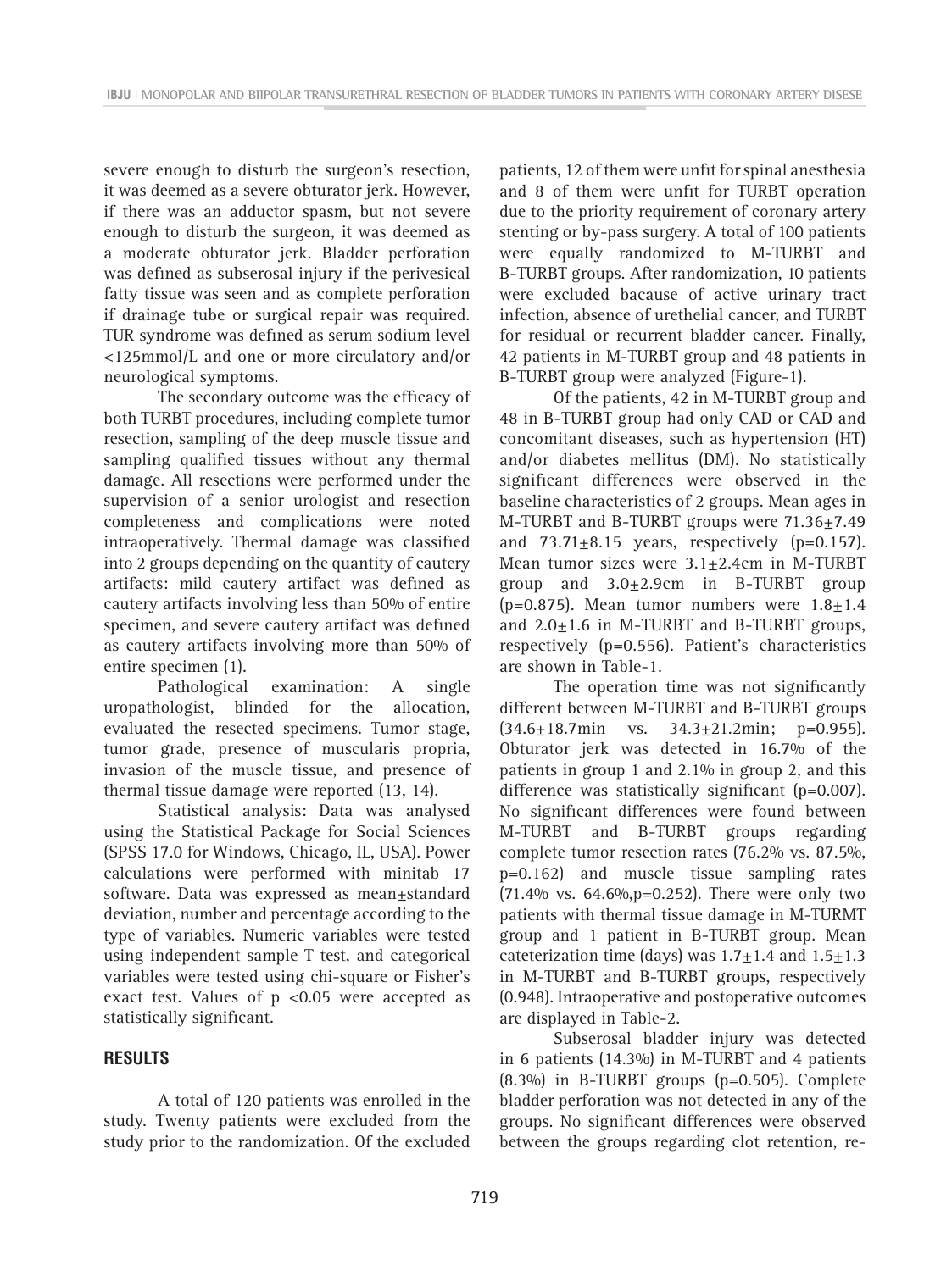severe enough to disturb the surgeon's resection, it was deemed as a severe obturator jerk. However, if there was an adductor spasm, but not severe enough to disturb the surgeon, it was deemed as a moderate obturator jerk. Bladder perforation was defined as subserosal injury if the perivesical fatty tissue was seen and as complete perforation if drainage tube or surgical repair was required. TUR syndrome was defined as serum sodium level <125mmol/L and one or more circulatory and/or neurological symptoms.

The secondary outcome was the efficacy of both TURBT procedures, including complete tumor resection, sampling of the deep muscle tissue and sampling qualified tissues without any thermal damage. All resections were performed under the supervision of a senior urologist and resection completeness and complications were noted intraoperatively. Thermal damage was classified into 2 groups depending on the quantity of cautery artifacts: mild cautery artifact was defined as cautery artifacts involving less than 50% of entire specimen, and severe cautery artifact was defined as cautery artifacts involving more than 50% of entire specimen (1).

Pathological examination: A single uropathologist, blinded for the allocation, evaluated the resected specimens. Tumor stage, tumor grade, presence of muscularis propria, invasion of the muscle tissue, and presence of thermal tissue damage were reported (13, 14).

Statistical analysis: Data was analysed using the Statistical Package for Social Sciences (SPSS 17.0 for Windows, Chicago, IL, USA). Power calculations were performed with minitab 17 software. Data was expressed as mean±standard deviation, number and percentage according to the type of variables. Numeric variables were tested using independent sample T test, and categorical variables were tested using chi-square or Fisher's exact test. Values of $p<0.05$ were accepted as statistically significant.

## RESULTS

A total of 120 patients was enrolled in the study. Twenty patients were excluded from the study prior to the randomization. Of the excluded patients, 12 of them were unfit for spinal anesthesia and 8 of them were unfit for TURBT operation due to the priority requirement of coronary artery stenting or by-pass surgery. A total of 100 patients were equally randomized to M-TURBT and B-TURBT groups. After randomization, 10 patients were excluded bacause of active urinary tract infection, absence of urethelial cancer, and TURBT for residual or recurrent bladder cancer. Finally, 42 patients in M-TURBT group and 48 patients in B-TURBT group were analyzed (Figure-1).

Of the patients, 42 in M-TURBT group and 48 in B-TURBT group had only CAD or CAD and concomitant diseases, such as hypertension (HT) and/or diabetes mellitus (DM). No statistically significant differences were observed in the baseline characteristics of 2 groups. Mean ages in M-TURBT and B-TURBT groups were 71.36±7.49 and 73.71±8.15 years, respectively (p=0.157). Mean tumor sizes were 3.1±2.4cm in M-TURBT group and 3.0±2.9cm in B-TURBT group (p=0.875). Mean tumor numbers were 1.8±1.4 and 2.0±1.6 in M-TURBT and B-TURBT groups, respectively (p=0.556). Patient's characteristics are shown in Table-1.

The operation time was not significantly different between M-TURBT and B-TURBT groups (34.6±18.7min vs. 34.3±21.2min; p=0.955). Obturator jerk was detected in 16.7% of the patients in group 1 and 2.1% in group 2, and this difference was statistically significant (p=0.007). No significant differences were found between M-TURBT and B-TURBT groups regarding complete tumor resection rates (76.2% vs. 87.5%, p=0.162) and muscle tissue sampling rates (71.4% vs. 64.6%,p=0.252). There were only two patients with thermal tissue damage in M-TURMT group and 1 patient in B-TURBT group. Mean cateterization time (days) was 1.7±1.4 and 1.5±1.3 in M-TURBT and B-TURBT groups, respectively (0.948). Intraoperative and postoperative outcomes are displayed in Table-2.

Subserosal bladder injury was detected in 6 patients (14.3%) in M-TURBT and 4 patients (8.3%) in B-TURBT groups (p=0.505). Complete bladder perforation was not detected in any of the groups. No significant differences were observed between the groups regarding clot retention, re-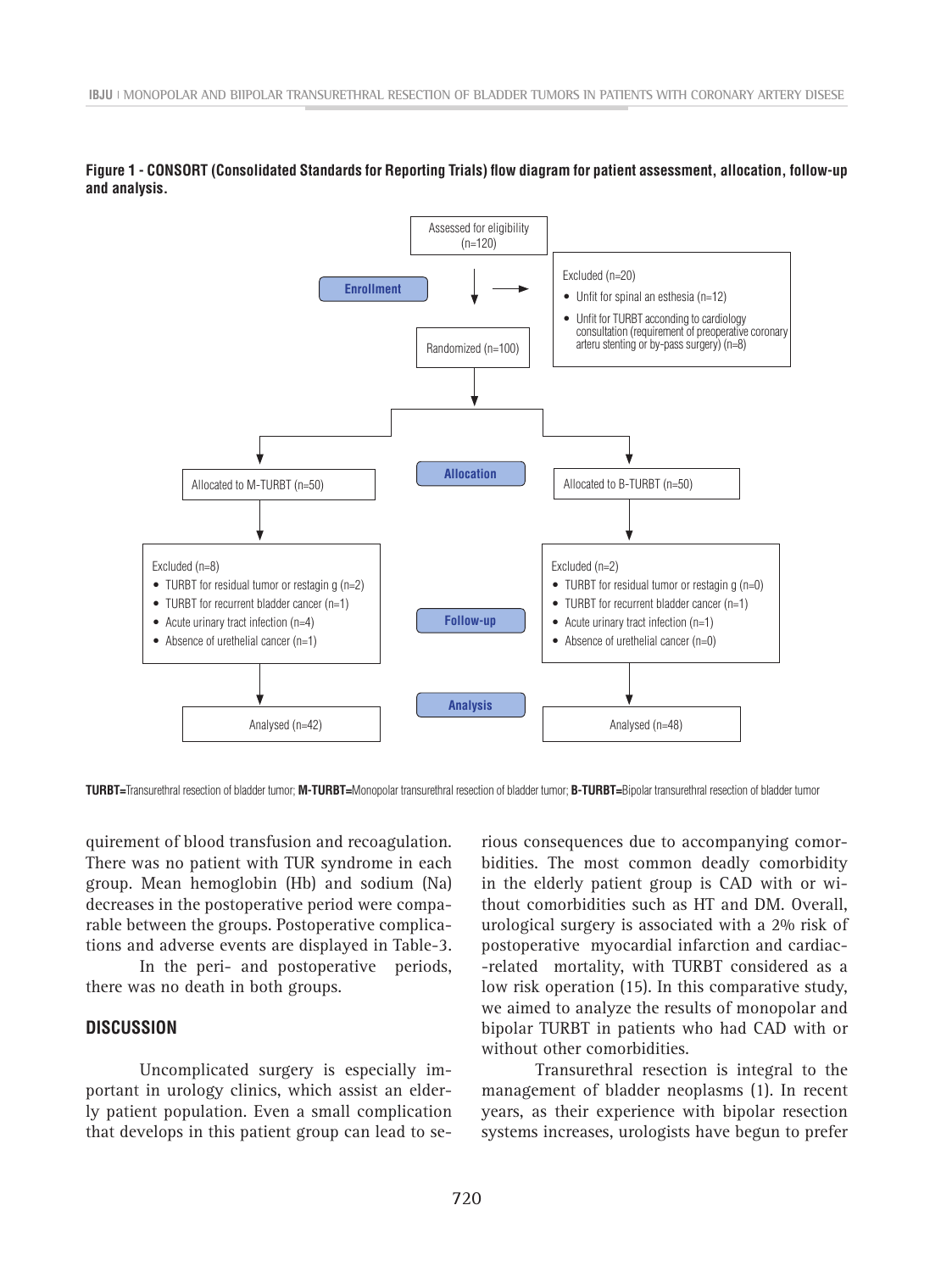**Figure 1 - CONSORT (Consolidated Standards for Reporting Trials) flow diagram for patient assessment, allocation, follow-up and analysis.**

**Enrollment**

Assessed for eligibility (n=120)

Excluded (n=20)
- Unfit for spinal an esthesia (n=12)
- Unfit for TURBT according to cardiology consultation (requirement of preoperative coronary arteru stenting or by-pass surgery) (n=8)

Randomized (n=100)

**Allocation**

Allocated to M-TURBT (n=50)

Allocated to B-TURBT (n=50)

**Follow-up**

Excluded (n=8)
- TURBT for residual tumor or restagin g (n=2)
- TURBT for recurrent bladder cancer (n=1)
- Acute urinary tract infection (n=4)
- Absence of urethelial cancer (n=1)

Excluded (n=2)
- TURBT for residual tumor or restagin g (n=0)
- TURBT for recurrent bladder cancer (n=1)
- Acute urinary tract infection (n=1)
- Absence of urethelial cancer (n=0)

**Analysis**

Analysed (n=42)

Analysed (n=48)

**TURBT=**Transurethral resection of bladder tumor; **M-TURBT=**Monopolar transurethral resection of bladder tumor; **B-TURBT=**Bipolar transurethral resection of bladder tumor

quirement of blood transfusion and recoagulation. There was no patient with TUR syndrome in each group. Mean hemoglobin (Hb) and sodium (Na) decreases in the postoperative period were comparable between the groups. Postoperative complications and adverse events are displayed in Table-3.

In the peri- and postoperative periods, there was no death in both groups.

## DISCUSSION

Uncomplicated surgery is especially important in urology clinics, which assist an elderly patient population. Even a small complication that develops in this patient group can lead to serious consequences due to accompanying comorbidities. The most common deadly comorbidity in the elderly patient group is CAD with or without comorbidities such as HT and DM. Overall, urological surgery is associated with a 2% risk of postoperative myocardial infarction and cardiac-related mortality, with TURBT considered as a low risk operation (15). In this comparative study, we aimed to analyze the results of monopolar and bipolar TURBT in patients who had CAD with or without other comorbidities.

Transurethral resection is integral to the management of bladder neoplasms (1). In recent years, as their experience with bipolar resection systems increases, urologists have begun to prefer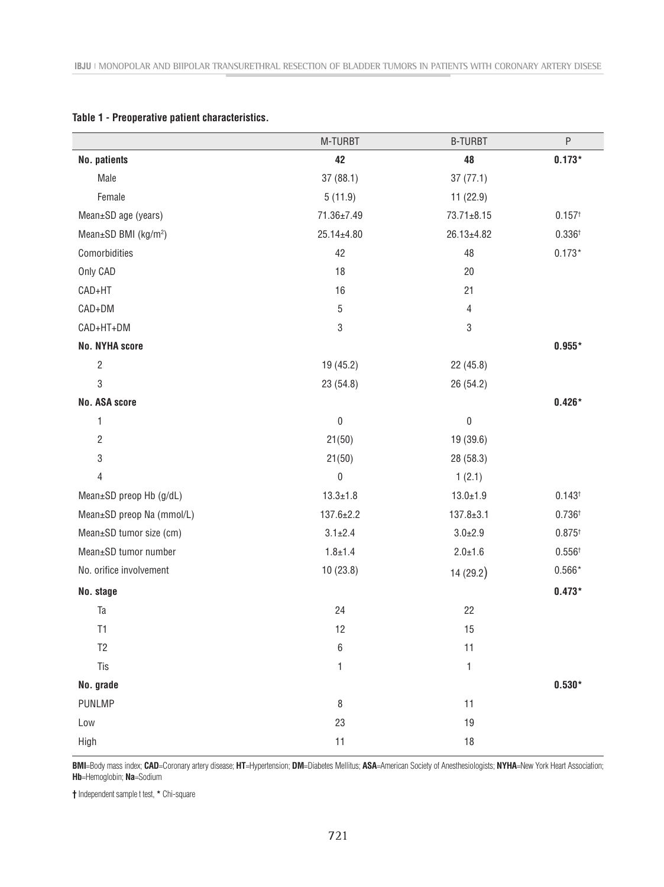**Table 1 - Preoperative patient characteristics.**

| | M-TURBT | B-TURBT | P |
|---|---|---|---|
| **No. patients** | **42** | **48** | **0.173*** |
| Male | 37 (88.1) | 37 (77.1) | |
| Female | 5 (11.9) | 11 (22.9) | |
| Mean±SD age (years) | 71.36±7.49 | 73.71±8.15 | 0.157† |
| Mean±SD BMI (kg/m$^2$) | 25.14±4.80 | 26.13±4.82 | 0.336† |
| Comorbidities | 42 | 48 | 0.173* |
| Only CAD | 18 | 20 | |
| CAD+HT | 16 | 21 | |
| CAD+DM | 5 | 4 | |
| CAD+HT+DM | 3 | 3 | |
| **No. NYHA score** | | | **0.955*** |
| 2 | 19 (45.2) | 22 (45.8) | |
| 3 | 23 (54.8) | 26 (54.2) | |
| **No. ASA score** | | | **0.426*** |
| 1 | 0 | 0 | |
| 2 | 21(50) | 19 (39.6) | |
| 3 | 21(50) | 28 (58.3) | |
| 4 | 0 | 1 (2.1) | |
| Mean±SD preop Hb (g/dL) | 13.3±1.8 | 13.0±1.9 | 0.143† |
| Mean±SD preop Na (mmol/L) | 137.6±2.2 | 137.8±3.1 | 0.736† |
| Mean±SD tumor size (cm) | 3.1±2.4 | 3.0±2.9 | 0.875† |
| Mean±SD tumor number | 1.8±1.4 | 2.0±1.6 | 0.556† |
| No. orifice involvement | 10 (23.8) | 14 (29.2) | 0.566* |
| **No. stage** | | | **0.473*** |
| Ta | 24 | 22 | |
| T1 | 12 | 15 | |
| T2 | 6 | 11 | |
| Tis | 1 | 1 | |
| **No. grade** | | | **0.530*** |
| PUNLMP | 8 | 11 | |
| Low | 23 | 19 | |
| High | 11 | 18 | |

**BMI**=Body mass index; **CAD**=Coronary artery disease; **HT**=Hypertension; **DM**=Diabetes Mellitus; **ASA**=American Society of Anesthesiologists; **NYHA**=New York Heart Association; **Hb**=Hemoglobin; **Na**=Sodium

**†** Independent sample t test, **\*** Chi-square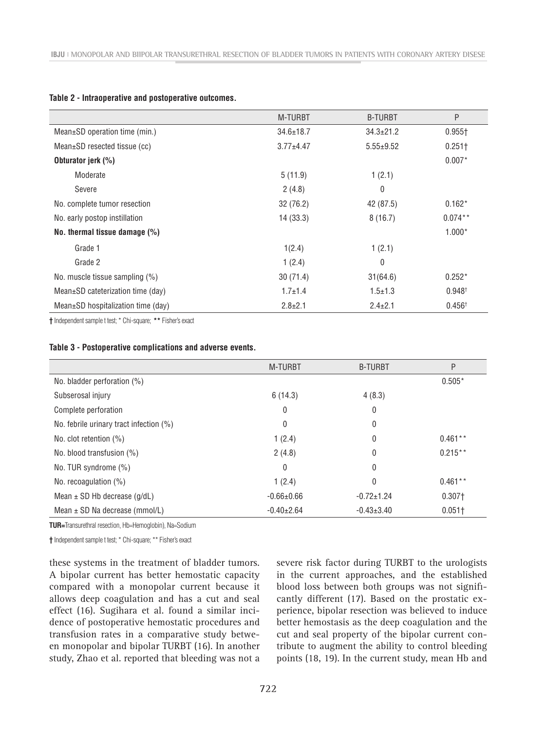**Table 2 - Intraoperative and postoperative outcomes.**

|  | M-TURBT | B-TURBT | P |
|---|---|---|---|
| Mean±SD operation time (min.) | 34.6±18.7 | 34.3±21.2 | 0.955† |
| Mean±SD resected tissue (cc) | 3.77±4.47 | 5.55±9.52 | 0.251† |
| **Obturator jerk (%)** |  |  | 0.007* |
| Moderate | 5 (11.9) | 1 (2.1) |  |
| Severe | 2 (4.8) | 0 |  |
| No. complete tumor resection | 32 (76.2) | 42 (87.5) | 0.162* |
| No. early postop instillation | 14 (33.3) | 8 (16.7) | 0.074** |
| **No. thermal tissue damage (%)** |  |  | 1.000* |
| Grade 1 | 1(2.4) | 1 (2.1) |  |
| Grade 2 | 1 (2.4) | 0 |  |
| No. muscle tissue sampling (%) | 30 (71.4) | 31(64.6) | 0.252* |
| Mean±SD cateterization time (day) | 1.7±1.4 | 1.5±1.3 | 0.948† |
| Mean±SD hospitalization time (day) | 2.8±2.1 | 2.4±2.1 | 0.456† |

† Independent sample t test; * Chi-square; ** Fisher's exact

**Table 3 - Postoperative complications and adverse events.**

|  | M-TURBT | B-TURBT | P |
|---|---|---|---|
| No. bladder perforation (%) |  |  | 0.505* |
| Subserosal injury | 6 (14.3) | 4 (8.3) |  |
| Complete perforation | 0 | 0 |  |
| No. febrile urinary tract infection (%) | 0 | 0 |  |
| No. clot retention (%) | 1 (2.4) | 0 | 0.461** |
| No. blood transfusion (%) | 2 (4.8) | 0 | 0.215** |
| No. TUR syndrome (%) | 0 | 0 |  |
| No. recoagulation (%) | 1 (2.4) | 0 | 0.461** |
| Mean ± SD Hb decrease (g/dL) | -0.66±0.66 | -0.72±1.24 | 0.307† |
| Mean ± SD Na decrease (mmol/L) | -0.40±2.64 | -0.43±3.40 | 0.051† |

**TUR=**Transurethral resection, Hb=Hemoglobin), Na=Sodium

† Independent sample t test; * Chi-square; ** Fisher's exact

these systems in the treatment of bladder tumors. A bipolar current has better hemostatic capacity compared with a monopolar current because it allows deep coagulation and has a cut and seal effect (16). Sugihara et al. found a similar incidence of postoperative hemostatic procedures and transfusion rates in a comparative study between monopolar and bipolar TURBT (16). In another study, Zhao et al. reported that bleeding was not a severe risk factor during TURBT to the urologists in the current approaches, and the established blood loss between both groups was not significantly different (17). Based on the prostatic experience, bipolar resection was believed to induce better hemostasis as the deep coagulation and the cut and seal property of the bipolar current contribute to augment the ability to control bleeding points (18, 19). In the current study, mean Hb and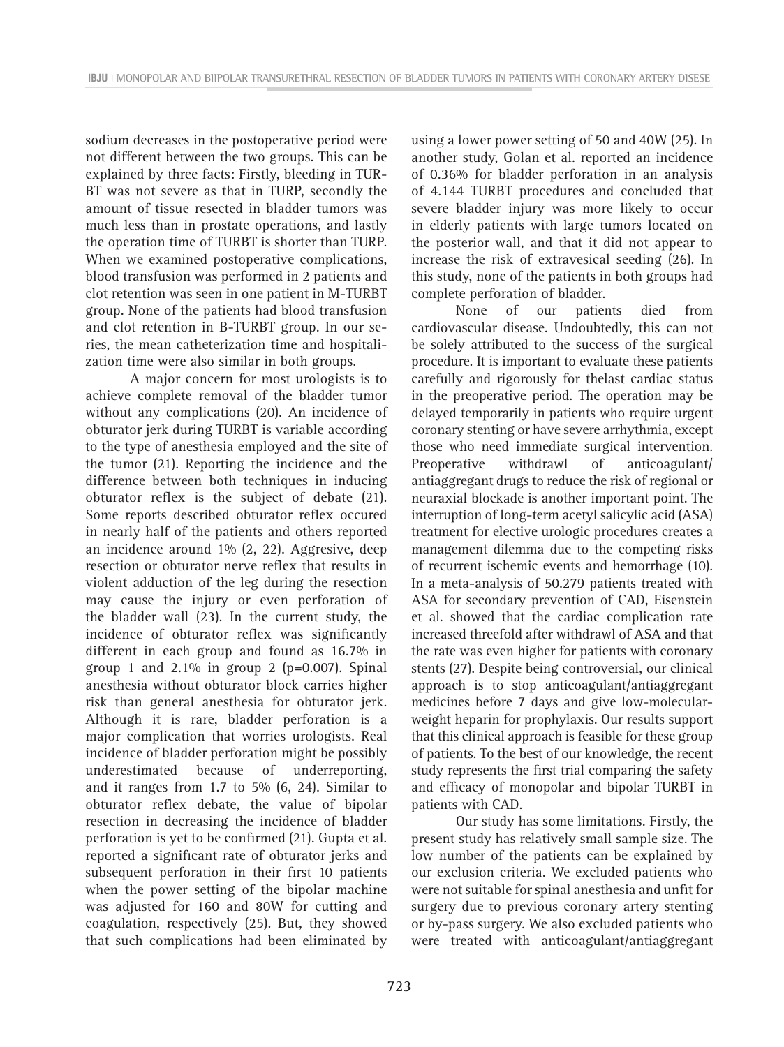sodium decreases in the postoperative period were not different between the two groups. This can be explained by three facts: Firstly, bleeding in TURBT was not severe as that in TURP, secondly the amount of tissue resected in bladder tumors was much less than in prostate operations, and lastly the operation time of TURBT is shorter than TURP. When we examined postoperative complications, blood transfusion was performed in 2 patients and clot retention was seen in one patient in M-TURBT group. None of the patients had blood transfusion and clot retention in B-TURBT group. In our series, the mean catheterization time and hospitalization time were also similar in both groups.

A major concern for most urologists is to achieve complete removal of the bladder tumor without any complications (20). An incidence of obturator jerk during TURBT is variable according to the type of anesthesia employed and the site of the tumor (21). Reporting the incidence and the difference between both techniques in inducing obturator reflex is the subject of debate (21). Some reports described obturator reflex occured in nearly half of the patients and others reported an incidence around 1% (2, 22). Aggresive, deep resection or obturator nerve reflex that results in violent adduction of the leg during the resection may cause the injury or even perforation of the bladder wall (23). In the current study, the incidence of obturator reflex was significantly different in each group and found as 16.7% in group 1 and 2.1% in group 2 (p=0.007). Spinal anesthesia without obturator block carries higher risk than general anesthesia for obturator jerk. Although it is rare, bladder perforation is a major complication that worries urologists. Real incidence of bladder perforation might be possibly underestimated because of underreporting, and it ranges from 1.7 to 5% (6, 24). Similar to obturator reflex debate, the value of bipolar resection in decreasing the incidence of bladder perforation is yet to be confirmed (21). Gupta et al. reported a significant rate of obturator jerks and subsequent perforation in their first 10 patients when the power setting of the bipolar machine was adjusted for 160 and 80W for cutting and coagulation, respectively (25). But, they showed that such complications had been eliminated by using a lower power setting of 50 and 40W (25). In another study, Golan et al. reported an incidence of 0.36% for bladder perforation in an analysis of 4.144 TURBT procedures and concluded that severe bladder injury was more likely to occur in elderly patients with large tumors located on the posterior wall, and that it did not appear to increase the risk of extravesical seeding (26). In this study, none of the patients in both groups had complete perforation of bladder.

None of our patients died from cardiovascular disease. Undoubtedly, this can not be solely attributed to the success of the surgical procedure. It is important to evaluate these patients carefully and rigorously for thelast cardiac status in the preoperative period. The operation may be delayed temporarily in patients who require urgent coronary stenting or have severe arrhythmia, except those who need immediate surgical intervention. Preoperative withdrawl of anticoagulant/antiaggregant drugs to reduce the risk of regional or neuraxial blockade is another important point. The interruption of long-term acetyl salicylic acid (ASA) treatment for elective urologic procedures creates a management dilemma due to the competing risks of recurrent ischemic events and hemorrhage (10). In a meta-analysis of 50.279 patients treated with ASA for secondary prevention of CAD, Eisenstein et al. showed that the cardiac complication rate increased threefold after withdrawl of ASA and that the rate was even higher for patients with coronary stents (27). Despite being controversial, our clinical approach is to stop anticoagulant/antiaggregant medicines before 7 days and give low-molecular-weight heparin for prophylaxis. Our results support that this clinical approach is feasible for these group of patients. To the best of our knowledge, the recent study represents the first trial comparing the safety and efficacy of monopolar and bipolar TURBT in patients with CAD.

Our study has some limitations. Firstly, the present study has relatively small sample size. The low number of the patients can be explained by our exclusion criteria. We excluded patients who were not suitable for spinal anesthesia and unfit for surgery due to previous coronary artery stenting or by-pass surgery. We also excluded patients who were treated with anticoagulant/antiaggregant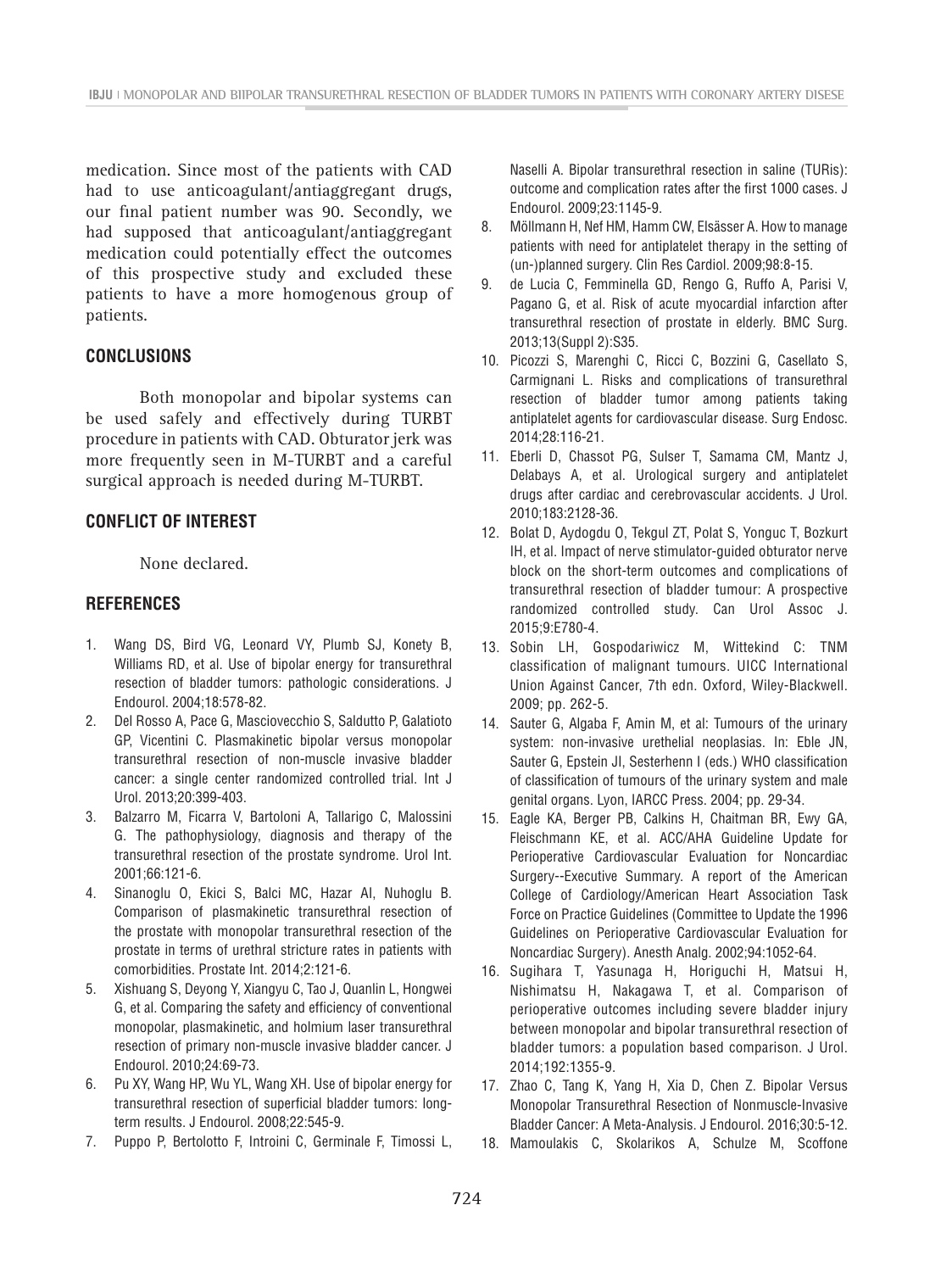medication. Since most of the patients with CAD had to use anticoagulant/antiaggregant drugs, our final patient number was 90. Secondly, we had supposed that anticoagulant/antiaggregant medication could potentially effect the outcomes of this prospective study and excluded these patients to have a more homogenous group of patients.

## CONCLUSIONS

Both monopolar and bipolar systems can be used safely and effectively during TURBT procedure in patients with CAD. Obturator jerk was more frequently seen in M-TURBT and a careful surgical approach is needed during M-TURBT.

## CONFLICT OF INTEREST

None declared.

## REFERENCES

1. Wang DS, Bird VG, Leonard VY, Plumb SJ, Konety B, Williams RD, et al. Use of bipolar energy for transurethral resection of bladder tumors: pathologic considerations. J Endourol. 2004;18:578-82.
2. Del Rosso A, Pace G, Masciovecchio S, Saldutto P, Galatioto GP, Vicentini C. Plasmakinetic bipolar versus monopolar transurethral resection of non-muscle invasive bladder cancer: a single center randomized controlled trial. Int J Urol. 2013;20:399-403.
3. Balzarro M, Ficarra V, Bartoloni A, Tallarigo C, Malossini G. The pathophysiology, diagnosis and therapy of the transurethral resection of the prostate syndrome. Urol Int. 2001;66:121-6.
4. Sinanoglu O, Ekici S, Balci MC, Hazar AI, Nuhoglu B. Comparison of plasmakinetic transurethral resection of the prostate with monopolar transurethral resection of the prostate in terms of urethral stricture rates in patients with comorbidities. Prostate Int. 2014;2:121-6.
5. Xishuang S, Deyong Y, Xiangyu C, Tao J, Quanlin L, Hongwei G, et al. Comparing the safety and efficiency of conventional monopolar, plasmakinetic, and holmium laser transurethral resection of primary non-muscle invasive bladder cancer. J Endourol. 2010;24:69-73.
6. Pu XY, Wang HP, Wu YL, Wang XH. Use of bipolar energy for transurethral resection of superficial bladder tumors: long-term results. J Endourol. 2008;22:545-9.
7. Puppo P, Bertolotto F, Introini C, Germinale F, Timossi L, Naselli A. Bipolar transurethral resection in saline (TURis): outcome and complication rates after the first 1000 cases. J Endourol. 2009;23:1145-9.
8. Möllmann H, Nef HM, Hamm CW, Elsässer A. How to manage patients with need for antiplatelet therapy in the setting of (un-)planned surgery. Clin Res Cardiol. 2009;98:8-15.
9. de Lucia C, Femminella GD, Rengo G, Ruffo A, Parisi V, Pagano G, et al. Risk of acute myocardial infarction after transurethral resection of prostate in elderly. BMC Surg. 2013;13(Suppl 2):S35.
10. Picozzi S, Marenghi C, Ricci C, Bozzini G, Casellato S, Carmignani L. Risks and complications of transurethral resection of bladder tumor among patients taking antiplatelet agents for cardiovascular disease. Surg Endosc. 2014;28:116-21.
11. Eberli D, Chassot PG, Sulser T, Samama CM, Mantz J, Delabays A, et al. Urological surgery and antiplatelet drugs after cardiac and cerebrovascular accidents. J Urol. 2010;183:2128-36.
12. Bolat D, Aydogdu O, Tekgul ZT, Polat S, Yonguc T, Bozkurt IH, et al. Impact of nerve stimulator-guided obturator nerve block on the short-term outcomes and complications of transurethral resection of bladder tumour: A prospective randomized controlled study. Can Urol Assoc J. 2015;9:E780-4.
13. Sobin LH, Gospodariwicz M, Wittekind C: TNM classification of malignant tumours. UICC International Union Against Cancer, 7th edn. Oxford, Wiley-Blackwell. 2009; pp. 262-5.
14. Sauter G, Algaba F, Amin M, et al: Tumours of the urinary system: non-invasive urethelial neoplasias. In: Eble JN, Sauter G, Epstein JI, Sesterhenn I (eds.) WHO classification of classification of tumours of the urinary system and male genital organs. Lyon, IARCC Press. 2004; pp. 29-34.
15. Eagle KA, Berger PB, Calkins H, Chaitman BR, Ewy GA, Fleischmann KE, et al. ACC/AHA Guideline Update for Perioperative Cardiovascular Evaluation for Noncardiac Surgery--Executive Summary. A report of the American College of Cardiology/American Heart Association Task Force on Practice Guidelines (Committee to Update the 1996 Guidelines on Perioperative Cardiovascular Evaluation for Noncardiac Surgery). Anesth Analg. 2002;94:1052-64.
16. Sugihara T, Yasunaga H, Horiguchi H, Matsui H, Nishimatsu H, Nakagawa T, et al. Comparison of perioperative outcomes including severe bladder injury between monopolar and bipolar transurethral resection of bladder tumors: a population based comparison. J Urol. 2014;192:1355-9.
17. Zhao C, Tang K, Yang H, Xia D, Chen Z. Bipolar Versus Monopolar Transurethral Resection of Nonmuscle-Invasive Bladder Cancer: A Meta-Analysis. J Endourol. 2016;30:5-12.
18. Mamoulakis C, Skolarikos A, Schulze M, Scoffone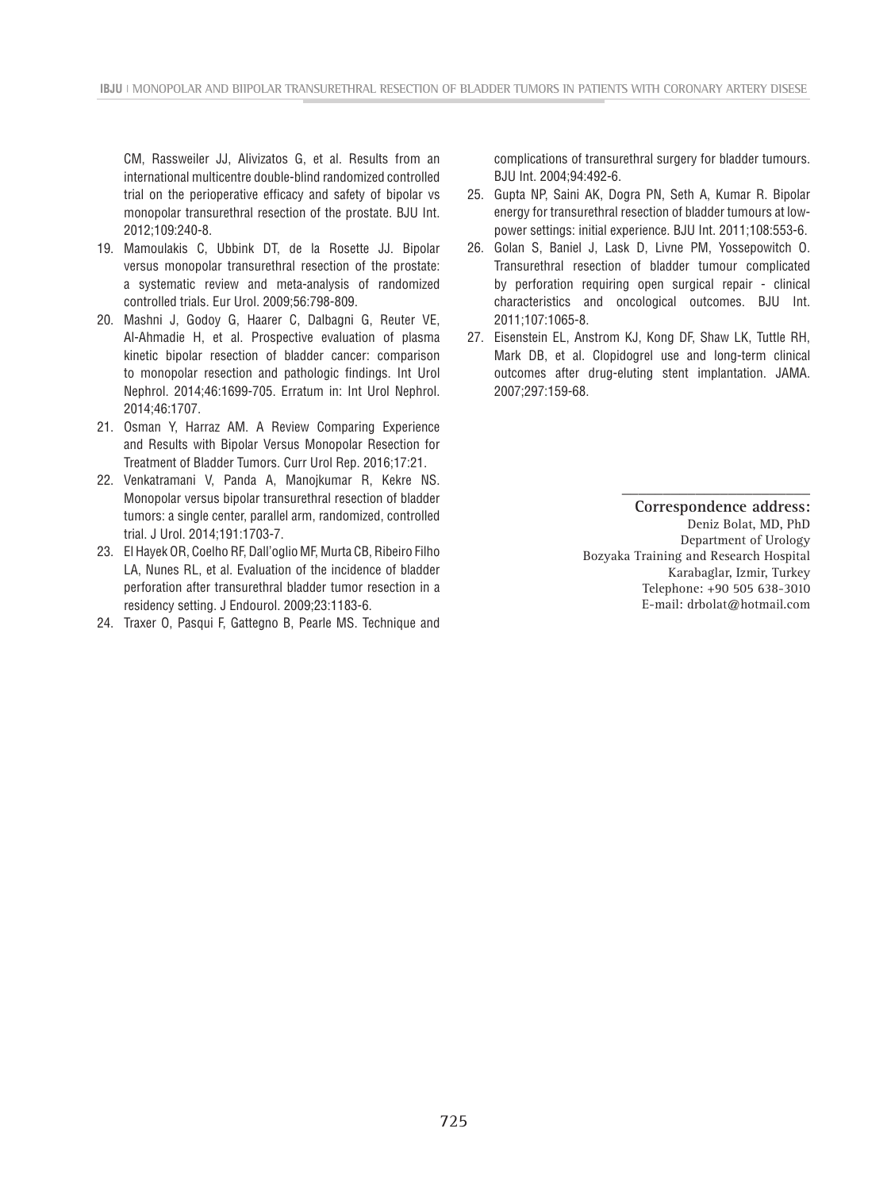CM, Rassweiler JJ, Alivizatos G, et al. Results from an international multicentre double-blind randomized controlled trial on the perioperative efficacy and safety of bipolar vs monopolar transurethral resection of the prostate. BJU Int. 2012;109:240-8.

19. Mamoulakis C, Ubbink DT, de la Rosette JJ. Bipolar versus monopolar transurethral resection of the prostate: a systematic review and meta-analysis of randomized controlled trials. Eur Urol. 2009;56:798-809.
20. Mashni J, Godoy G, Haarer C, Dalbagni G, Reuter VE, Al-Ahmadie H, et al. Prospective evaluation of plasma kinetic bipolar resection of bladder cancer: comparison to monopolar resection and pathologic findings. Int Urol Nephrol. 2014;46:1699-705. Erratum in: Int Urol Nephrol. 2014;46:1707.
21. Osman Y, Harraz AM. A Review Comparing Experience and Results with Bipolar Versus Monopolar Resection for Treatment of Bladder Tumors. Curr Urol Rep. 2016;17:21.
22. Venkatramani V, Panda A, Manojkumar R, Kekre NS. Monopolar versus bipolar transurethral resection of bladder tumors: a single center, parallel arm, randomized, controlled trial. J Urol. 2014;191:1703-7.
23. El Hayek OR, Coelho RF, Dall'oglio MF, Murta CB, Ribeiro Filho LA, Nunes RL, et al. Evaluation of the incidence of bladder perforation after transurethral bladder tumor resection in a residency setting. J Endourol. 2009;23:1183-6.
24. Traxer O, Pasqui F, Gattegno B, Pearle MS. Technique and complications of transurethral surgery for bladder tumours. BJU Int. 2004;94:492-6.
25. Gupta NP, Saini AK, Dogra PN, Seth A, Kumar R. Bipolar energy for transurethral resection of bladder tumours at low-power settings: initial experience. BJU Int. 2011;108:553-6.
26. Golan S, Baniel J, Lask D, Livne PM, Yossepowitch O. Transurethral resection of bladder tumour complicated by perforation requiring open surgical repair - clinical characteristics and oncological outcomes. BJU Int. 2011;107:1065-8.
27. Eisenstein EL, Anstrom KJ, Kong DF, Shaw LK, Tuttle RH, Mark DB, et al. Clopidogrel use and long-term clinical outcomes after drug-eluting stent implantation. JAMA. 2007;297:159-68.

**Correspondence address:**
Deniz Bolat, MD, PhD
Department of Urology
Bozyaka Training and Research Hospital
Karabaglar, Izmir, Turkey
Telephone: +90 505 638-3010
E-mail: drbolat@hotmail.com